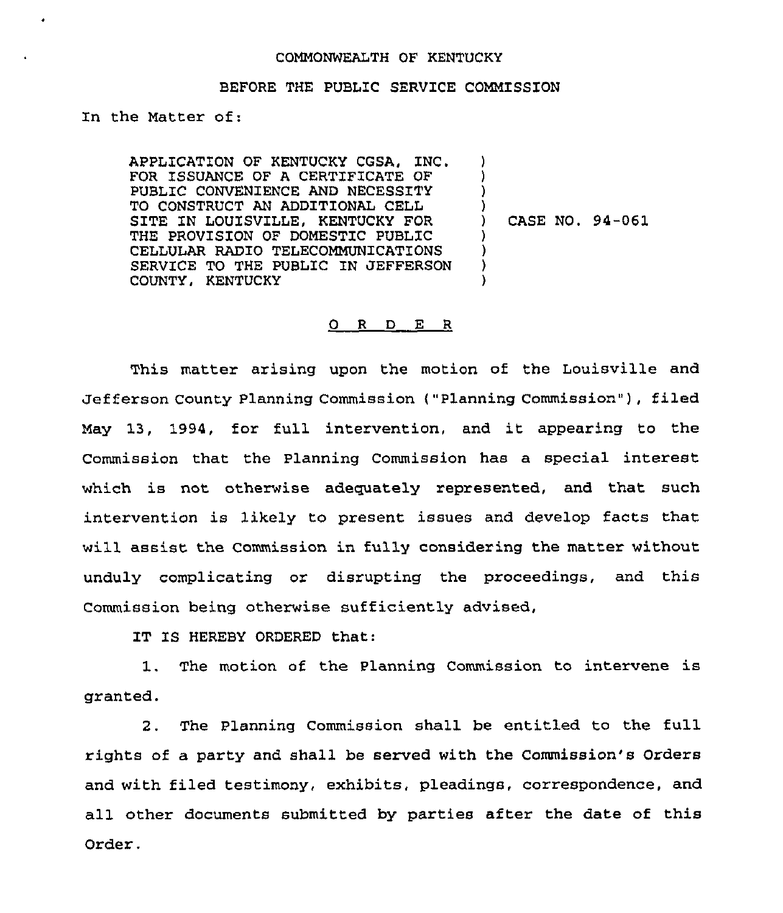COMMONWEALTH OF KENTUCKY

BEFORE THE PUBLIC SERVICE COMMISSION

In the Matter of:

APPLICATION OF KENTUCKY CGSA, INC. FOR ISSUANCE OF A CERTIFICATE OF PUBLIC CONVENIENCE AND NECESSITY TO CONSTRUCT AN ADDITIONAL CELL SITE IN LOUISVILLE, KENTUCKY FOR THE PROVISION OF DOMESTIC PUBLIC CELLULAR RADIO TELECOMMUNICATIONS SERVICE TO THE PUBLIC IN JEFFERSON COUNTY, KENTUCKY ) CASE NO. 94-061

O R D E R

This matter arising upon the motion of the Louisville and Jefferson County Planning Commission ("Planning Commission"), filed May 13, 1994, for full intervention, and it appearing to the Commission that the Planning Commission has a special interest which is not otherwise adequately represented, and that such intervention is likely to present issues and develop facts that will assist the Commission in fully considering the matter without unduly complicating or disrupting the proceedings, and this Commission being otherwise sufficiently advised,

IT IS HEREBY ORDERED that:

1. The motion of the Planning Commission to intervene is granted.

2. The Planning Commission shall be entitled to the full rights of a party and shall be served with the Commission's Orders and with filed testimony, exhibits, pleadings, correspondence, and all other documents submitted by parties after the date of this Order.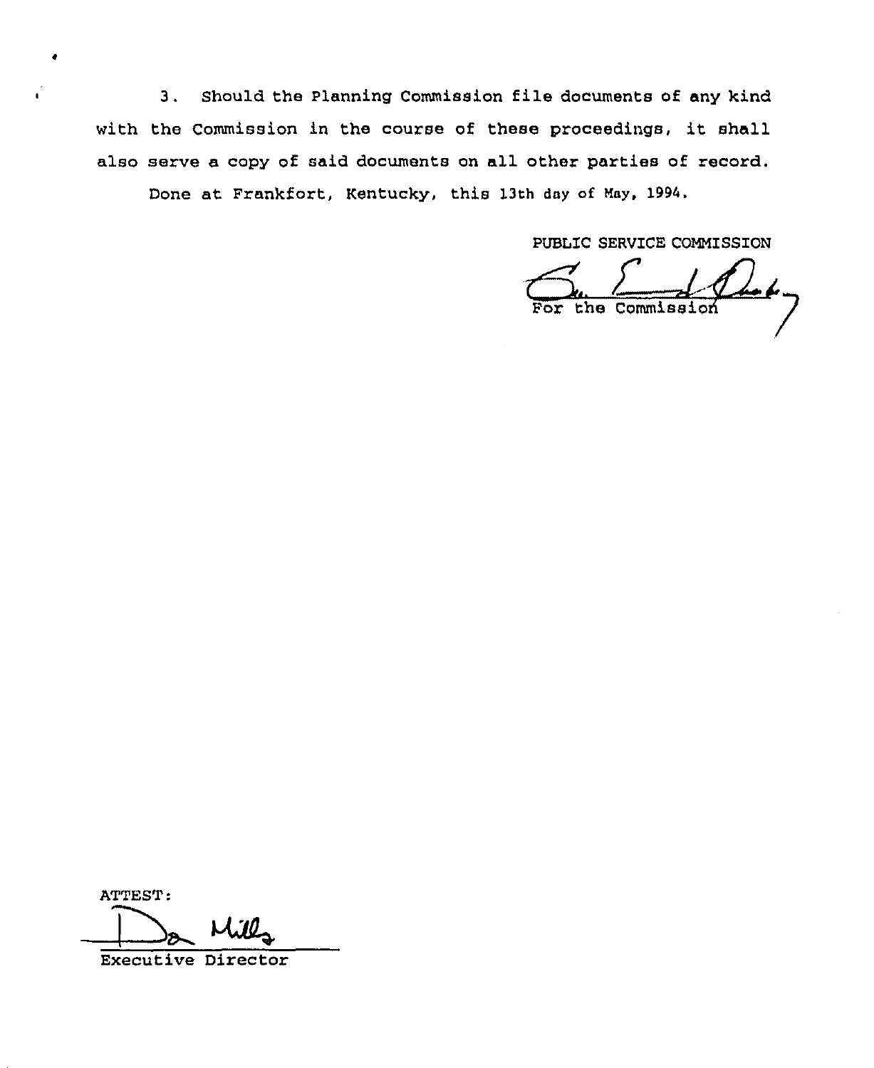3. Should the Planning Commission file documents of any kind with the Commission in the course of these proceedings, it shall also serve a copy of said documents on all other parties of record.

Done at Frankfort, Kentucky, this 13th day of May, 1994.

PUBLIC SERVICE COMMISSION

For the Commission

ATTEST:

Executive Director